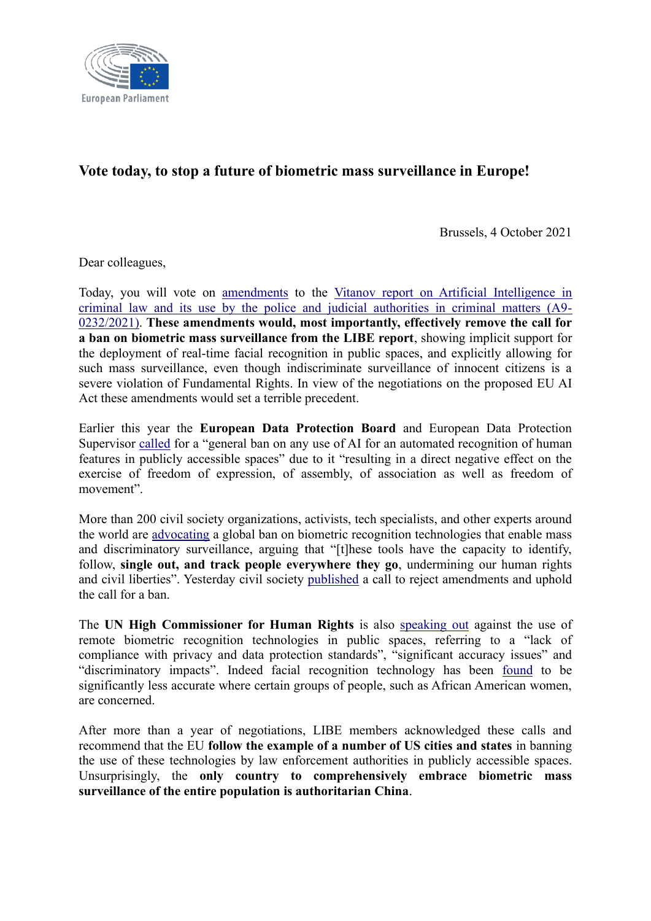European Parliament

**Vote today, to stop a future of biometric mass surveillance in Europe!**

Brussels, 4 October 2021

Dear colleagues,

Today, you will vote on amendments to the Vitanov report on Artificial Intelligence in criminal law and its use by the police and judicial authorities in criminal matters (A9-0232/2021). **These amendments would, most importantly, effectively remove the call for a ban on biometric mass surveillance from the LIBE report**, showing implicit support for the deployment of real-time facial recognition in public spaces, and explicitly allowing for such mass surveillance, even though indiscriminate surveillance of innocent citizens is a severe violation of Fundamental Rights. In view of the negotiations on the proposed EU AI Act these amendments would set a terrible precedent.

Earlier this year the **European Data Protection Board** and European Data Protection Supervisor called for a "general ban on any use of AI for an automated recognition of human features in publicly accessible spaces" due to it "resulting in a direct negative effect on the exercise of freedom of expression, of assembly, of association as well as freedom of movement".

More than 200 civil society organizations, activists, tech specialists, and other experts around the world are advocating a global ban on biometric recognition technologies that enable mass and discriminatory surveillance, arguing that "[t]hese tools have the capacity to identify, follow, **single out, and track people everywhere they go**, undermining our human rights and civil liberties". Yesterday civil society published a call to reject amendments and uphold the call for a ban.

The **UN High Commissioner for Human Rights** is also speaking out against the use of remote biometric recognition technologies in public spaces, referring to a "lack of compliance with privacy and data protection standards", "significant accuracy issues" and "discriminatory impacts". Indeed facial recognition technology has been found to be significantly less accurate where certain groups of people, such as African American women, are concerned.

After more than a year of negotiations, LIBE members acknowledged these calls and recommend that the EU **follow the example of a number of US cities and states** in banning the use of these technologies by law enforcement authorities in publicly accessible spaces. Unsurprisingly, the **only country to comprehensively embrace biometric mass surveillance of the entire population is authoritarian China**.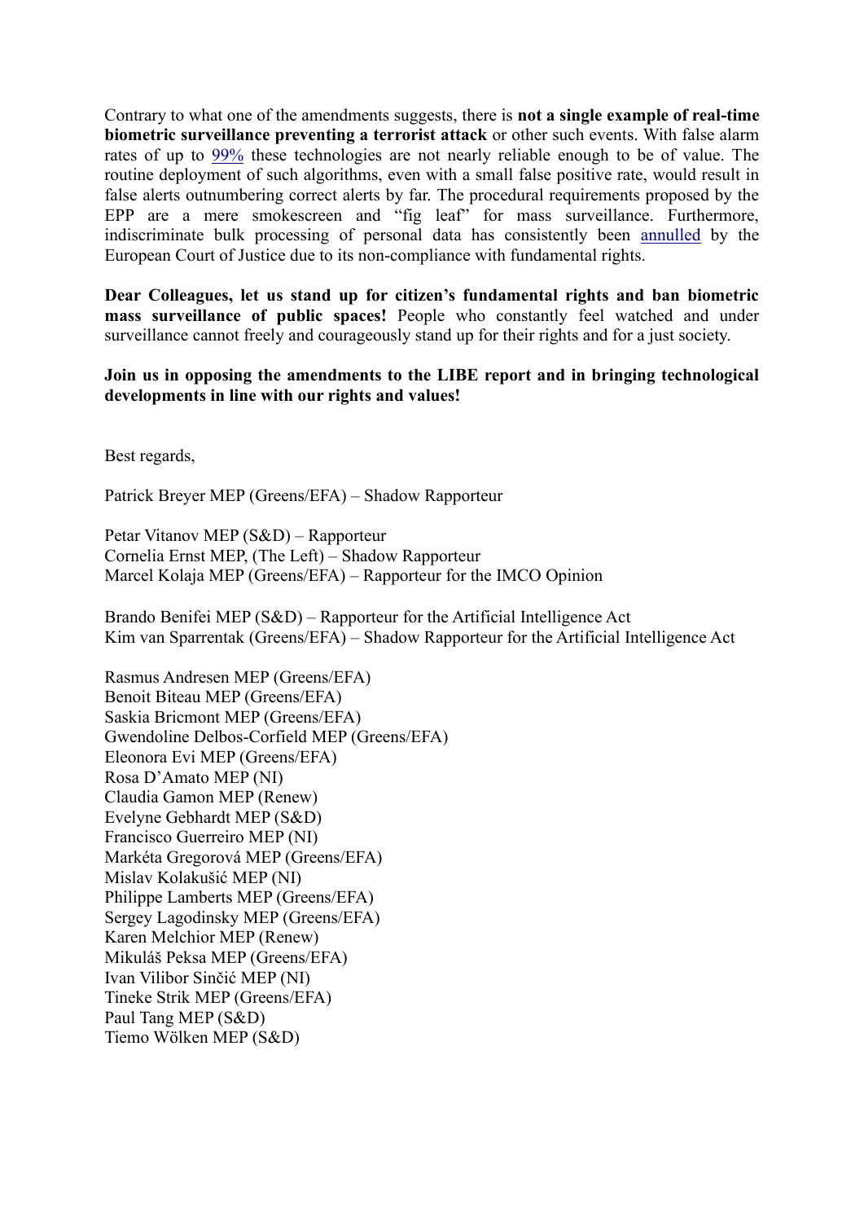Contrary to what one of the amendments suggests, there is **not a single example of real-time biometric surveillance preventing a terrorist attack** or other such events. With false alarm rates of up to 99% these technologies are not nearly reliable enough to be of value. The routine deployment of such algorithms, even with a small false positive rate, would result in false alerts outnumbering correct alerts by far. The procedural requirements proposed by the EPP are a mere smokescreen and "fig leaf" for mass surveillance. Furthermore, indiscriminate bulk processing of personal data has consistently been annulled by the European Court of Justice due to its non-compliance with fundamental rights.

**Dear Colleagues, let us stand up for citizen's fundamental rights and ban biometric mass surveillance of public spaces!** People who constantly feel watched and under surveillance cannot freely and courageously stand up for their rights and for a just society.

**Join us in opposing the amendments to the LIBE report and in bringing technological developments in line with our rights and values!**

Best regards,

Patrick Breyer MEP (Greens/EFA) – Shadow Rapporteur

Petar Vitanov MEP (S&D) – Rapporteur
Cornelia Ernst MEP, (The Left) – Shadow Rapporteur
Marcel Kolaja MEP (Greens/EFA) – Rapporteur for the IMCO Opinion

Brando Benifei MEP (S&D) – Rapporteur for the Artificial Intelligence Act
Kim van Sparrentak (Greens/EFA) – Shadow Rapporteur for the Artificial Intelligence Act

Rasmus Andresen MEP (Greens/EFA)
Benoit Biteau MEP (Greens/EFA)
Saskia Bricmont MEP (Greens/EFA)
Gwendoline Delbos-Corfield MEP (Greens/EFA)
Eleonora Evi MEP (Greens/EFA)
Rosa D'Amato MEP (NI)
Claudia Gamon MEP (Renew)
Evelyne Gebhardt MEP (S&D)
Francisco Guerreiro MEP (NI)
Markéta Gregorová MEP (Greens/EFA)
Mislav Kolakušić MEP (NI)
Philippe Lamberts MEP (Greens/EFA)
Sergey Lagodinsky MEP (Greens/EFA)
Karen Melchior MEP (Renew)
Mikuláš Peksa MEP (Greens/EFA)
Ivan Vilibor Sinčić MEP (NI)
Tineke Strik MEP (Greens/EFA)
Paul Tang MEP (S&D)
Tiemo Wölken MEP (S&D)